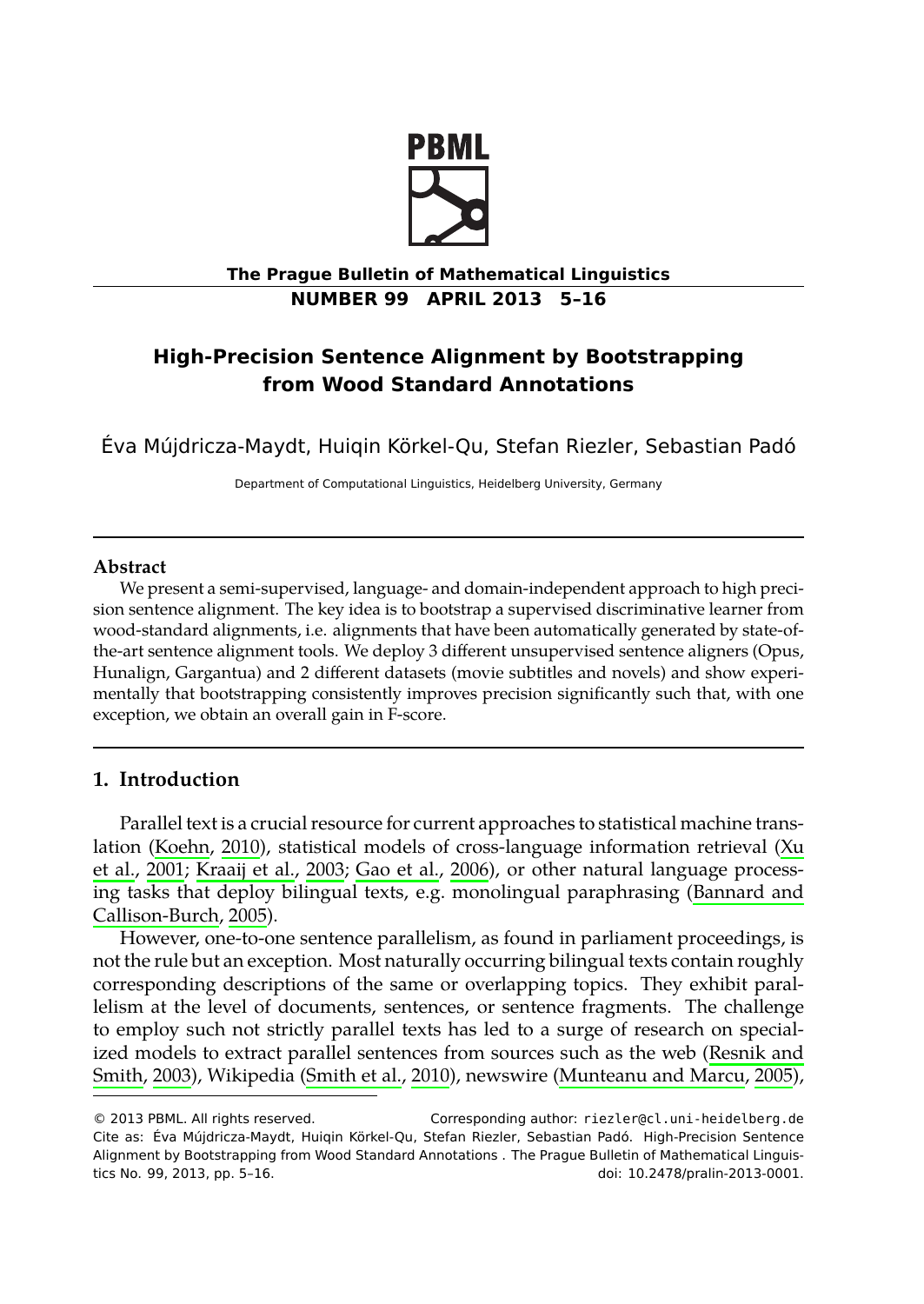**The Prague Bulletin of Mathematical Linguistics**
**NUMBER 99 APRIL 2013 5–16**

# High-Precision Sentence Alignment by Bootstrapping from Wood Standard Annotations

Éva Mújdricza-Maydt, Huiqin Körkel-Qu, Stefan Riezler, Sebastian Padó

Department of Computational Linguistics, Heidelberg University, Germany

### Abstract

We present a semi-supervised, language- and domain-independent approach to high precision sentence alignment. The key idea is to bootstrap a supervised discriminative learner from wood-standard alignments, i.e. alignments that have been automatically generated by state-of-the-art sentence alignment tools. We deploy 3 different unsupervised sentence aligners (Opus, Hunalign, Gargantua) and 2 different datasets (movie subtitles and novels) and show experimentally that bootstrapping consistently improves precision significantly such that, with one exception, we obtain an overall gain in F-score.

## 1. Introduction

Parallel text is a crucial resource for current approaches to statistical machine translation (Koehn, 2010), statistical models of cross-language information retrieval (Xu et al., 2001; Kraaij et al., 2003; Gao et al., 2006), or other natural language processing tasks that deploy bilingual texts, e.g. monolingual paraphrasing (Bannard and Callison-Burch, 2005).

However, one-to-one sentence parallelism, as found in parliament proceedings, is not the rule but an exception. Most naturally occurring bilingual texts contain roughly corresponding descriptions of the same or overlapping topics. They exhibit parallelism at the level of documents, sentences, or sentence fragments. The challenge to employ such not strictly parallel texts has led to a surge of research on specialized models to extract parallel sentences from sources such as the web (Resnik and Smith, 2003), Wikipedia (Smith et al., 2010), newswire (Munteanu and Marcu, 2005),

---

© 2013 PBML. All rights reserved. Corresponding author: riezler@cl.uni-heidelberg.de
Cite as: Éva Mújdricza-Maydt, Huiqin Körkel-Qu, Stefan Riezler, Sebastian Padó. High-Precision Sentence Alignment by Bootstrapping from Wood Standard Annotations . The Prague Bulletin of Mathematical Linguistics No. 99, 2013, pp. 5–16. doi: 10.2478/pralin-2013-0001.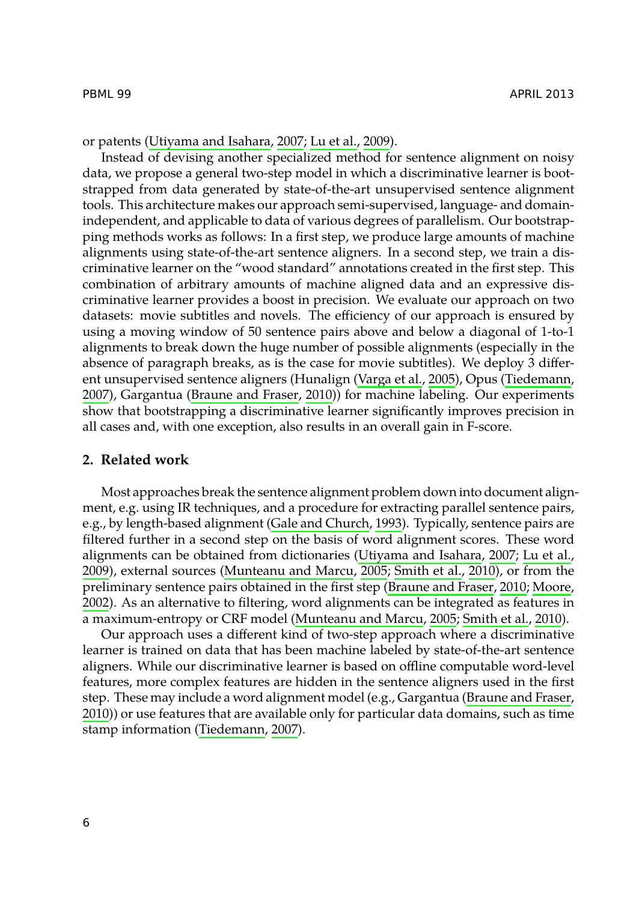or patents (Utiyama and Isahara, 2007; Lu et al., 2009).

Instead of devising another specialized method for sentence alignment on noisy data, we propose a general two-step model in which a discriminative learner is bootstrapped from data generated by state-of-the-art unsupervised sentence alignment tools. This architecture makes our approach semi-supervised, language- and domain-independent, and applicable to data of various degrees of parallelism. Our bootstrapping methods works as follows: In a first step, we produce large amounts of machine alignments using state-of-the-art sentence aligners. In a second step, we train a discriminative learner on the "wood standard" annotations created in the first step. This combination of arbitrary amounts of machine aligned data and an expressive discriminative learner provides a boost in precision. We evaluate our approach on two datasets: movie subtitles and novels. The efficiency of our approach is ensured by using a moving window of 50 sentence pairs above and below a diagonal of 1-to-1 alignments to break down the huge number of possible alignments (especially in the absence of paragraph breaks, as is the case for movie subtitles). We deploy 3 different unsupervised sentence aligners (Hunalign (Varga et al., 2005), Opus (Tiedemann, 2007), Gargantua (Braune and Fraser, 2010)) for machine labeling. Our experiments show that bootstrapping a discriminative learner significantly improves precision in all cases and, with one exception, also results in an overall gain in F-score.

## 2. Related work

Most approaches break the sentence alignment problem down into document alignment, e.g. using IR techniques, and a procedure for extracting parallel sentence pairs, e.g., by length-based alignment (Gale and Church, 1993). Typically, sentence pairs are filtered further in a second step on the basis of word alignment scores. These word alignments can be obtained from dictionaries (Utiyama and Isahara, 2007; Lu et al., 2009), external sources (Munteanu and Marcu, 2005; Smith et al., 2010), or from the preliminary sentence pairs obtained in the first step (Braune and Fraser, 2010; Moore, 2002). As an alternative to filtering, word alignments can be integrated as features in a maximum-entropy or CRF model (Munteanu and Marcu, 2005; Smith et al., 2010).

Our approach uses a different kind of two-step approach where a discriminative learner is trained on data that has been machine labeled by state-of-the-art sentence aligners. While our discriminative learner is based on offline computable word-level features, more complex features are hidden in the sentence aligners used in the first step. These may include a word alignment model (e.g., Gargantua (Braune and Fraser, 2010)) or use features that are available only for particular data domains, such as time stamp information (Tiedemann, 2007).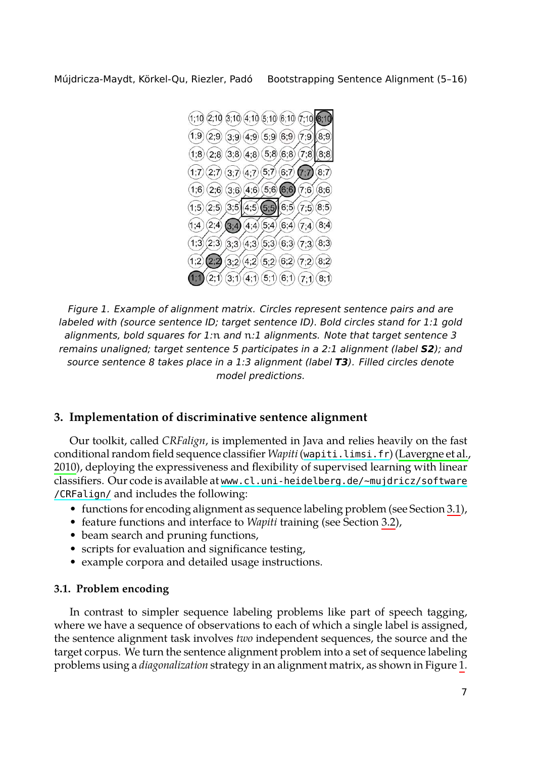Figure 1. Example of alignment matrix. Circles represent sentence pairs and are labeled with (source sentence ID; target sentence ID). Bold circles stand for 1:1 gold alignments, bold squares for 1:n and n:1 alignments. Note that target sentence 3 remains unaligned; target sentence 5 participates in a 2:1 alignment (label ***S2***); and source sentence 8 takes place in a 1:3 alignment (label ***T3***). Filled circles denote model predictions.

## 3. Implementation of discriminative sentence alignment

Our toolkit, called *CRFalign*, is implemented in Java and relies heavily on the fast conditional random field sequence classifier *Wapiti* (`wapiti.limsi.fr`) (Lavergne et al., 2010), deploying the expressiveness and flexibility of supervised learning with linear classifiers. Our code is available at `www.cl.uni-heidelberg.de/~mujdricz/software/CRFalign/` and includes the following:

- functions for encoding alignment as sequence labeling problem (see Section 3.1),
- feature functions and interface to *Wapiti* training (see Section 3.2),
- beam search and pruning functions,
- scripts for evaluation and significance testing,
- example corpora and detailed usage instructions.

### 3.1. Problem encoding

In contrast to simpler sequence labeling problems like part of speech tagging, where we have a sequence of observations to each of which a single label is assigned, the sentence alignment task involves *two* independent sequences, the source and the target corpus. We turn the sentence alignment problem into a set of sequence labeling problems using a *diagonalization* strategy in an alignment matrix, as shown in Figure 1.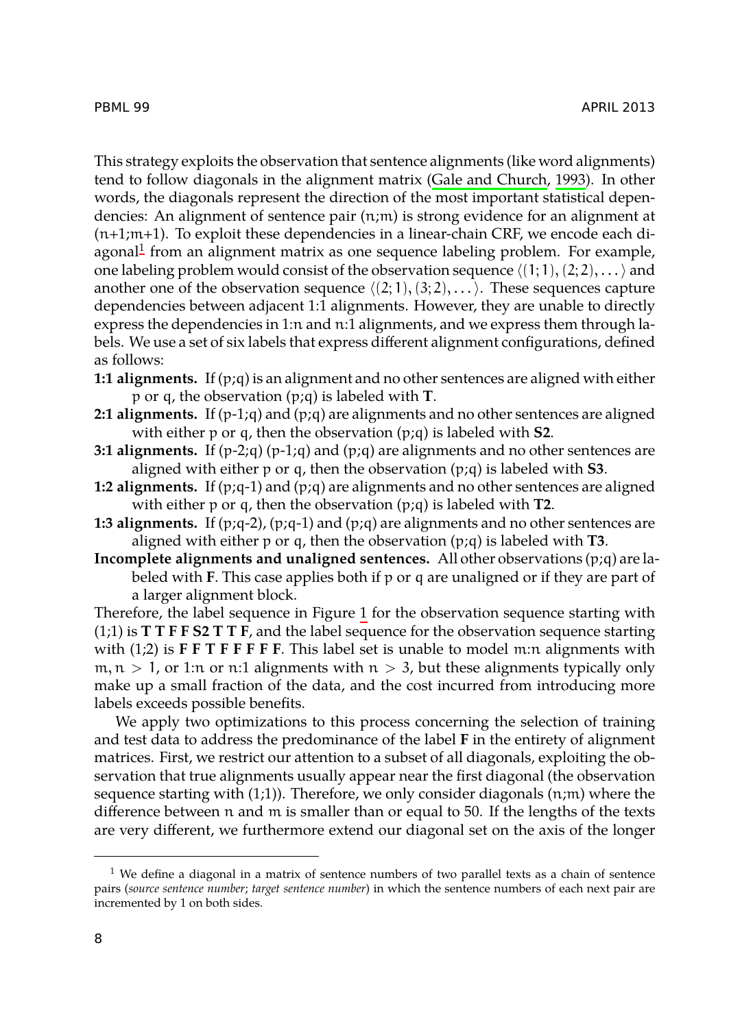This strategy exploits the observation that sentence alignments (like word alignments) tend to follow diagonals in the alignment matrix (Gale and Church, 1993). In other words, the diagonals represent the direction of the most important statistical dependencies: An alignment of sentence pair (n;m) is strong evidence for an alignment at (n+1;m+1). To exploit these dependencies in a linear-chain CRF, we encode each diagonal[1] from an alignment matrix as one sequence labeling problem. For example, one labeling problem would consist of the observation sequence $\langle(1;1),(2;2),\dots\rangle$ and another one of the observation sequence $\langle(2;1),(3;2),\dots\rangle$. These sequences capture dependencies between adjacent 1:1 alignments. However, they are unable to directly express the dependencies in 1:n and n:1 alignments, and we express them through labels. We use a set of six labels that express different alignment configurations, defined as follows:

**1:1 alignments.** If (p;q) is an alignment and no other sentences are aligned with either p or q, the observation (p;q) is labeled with **T**.

**2:1 alignments.** If (p-1;q) and (p;q) are alignments and no other sentences are aligned with either p or q, then the observation (p;q) is labeled with **S2**.

**3:1 alignments.** If (p-2;q) (p-1;q) and (p;q) are alignments and no other sentences are aligned with either p or q, then the observation (p;q) is labeled with **S3**.

**1:2 alignments.** If (p;q-1) and (p;q) are alignments and no other sentences are aligned with either p or q, then the observation (p;q) is labeled with **T2**.

**1:3 alignments.** If (p;q-2), (p;q-1) and (p;q) are alignments and no other sentences are aligned with either p or q, then the observation (p;q) is labeled with **T3**.

**Incomplete alignments and unaligned sentences.** All other observations (p;q) are labeled with **F**. This case applies both if p or q are unaligned or if they are part of a larger alignment block.

Therefore, the label sequence in Figure 1 for the observation sequence starting with (1;1) is **T T F F S2 T T F**, and the label sequence for the observation sequence starting with (1;2) is **F F T F F F F F**. This label set is unable to model m:n alignments with $m, n > 1$, or 1:n or n:1 alignments with $n > 3$, but these alignments typically only make up a small fraction of the data, and the cost incurred from introducing more labels exceeds possible benefits.

We apply two optimizations to this process concerning the selection of training and test data to address the predominance of the label **F** in the entirety of alignment matrices. First, we restrict our attention to a subset of all diagonals, exploiting the observation that true alignments usually appear near the first diagonal (the observation sequence starting with (1;1)). Therefore, we only consider diagonals (n;m) where the difference between n and m is smaller than or equal to 50. If the lengths of the texts are very different, we furthermore extend our diagonal set on the axis of the longer

---

[1] We define a diagonal in a matrix of sentence numbers of two parallel texts as a chain of sentence pairs (*source sentence number*; *target sentence number*) in which the sentence numbers of each next pair are incremented by 1 on both sides.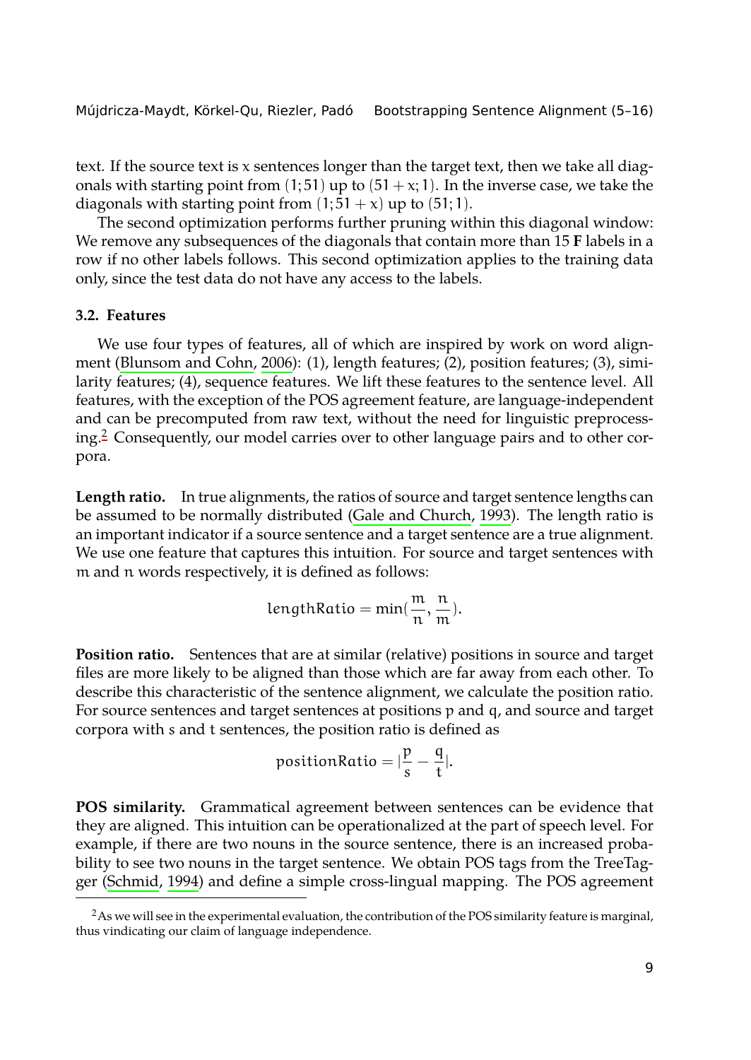text. If the source text is $x$ sentences longer than the target text, then we take all diagonals with starting point from $(1;51)$ up to $(51+x;1)$. In the inverse case, we take the diagonals with starting point from $(1;51+x)$ up to $(51;1)$.

The second optimization performs further pruning within this diagonal window: We remove any subsequences of the diagonals that contain more than 15 **F** labels in a row if no other labels follows. This second optimization applies to the training data only, since the test data do not have any access to the labels.

### 3.2. Features

We use four types of features, all of which are inspired by work on word alignment (Blunsom and Cohn, 2006): (1), length features; (2), position features; (3), similarity features; (4), sequence features. We lift these features to the sentence level. All features, with the exception of the POS agreement feature, are language-independent and can be precomputed from raw text, without the need for linguistic preprocessing.[2] Consequently, our model carries over to other language pairs and to other corpora.

**Length ratio.** In true alignments, the ratios of source and target sentence lengths can be assumed to be normally distributed (Gale and Church, 1993). The length ratio is an important indicator if a source sentence and a target sentence are a true alignment. We use one feature that captures this intuition. For source and target sentences with $m$ and $n$ words respectively, it is defined as follows:

$$lengthRatio = \min(\frac{m}{n}, \frac{n}{m}).$$

**Position ratio.** Sentences that are at similar (relative) positions in source and target files are more likely to be aligned than those which are far away from each other. To describe this characteristic of the sentence alignment, we calculate the position ratio. For source sentences and target sentences at positions $p$ and $q$, and source and target corpora with $s$ and $t$ sentences, the position ratio is defined as

$$positionRatio = |\frac{p}{s} - \frac{q}{t}|.$$

**POS similarity.** Grammatical agreement between sentences can be evidence that they are aligned. This intuition can be operationalized at the part of speech level. For example, if there are two nouns in the source sentence, there is an increased probability to see two nouns in the target sentence. We obtain POS tags from the TreeTagger (Schmid, 1994) and define a simple cross-lingual mapping. The POS agreement

[2] As we will see in the experimental evaluation, the contribution of the POS similarity feature is marginal, thus vindicating our claim of language independence.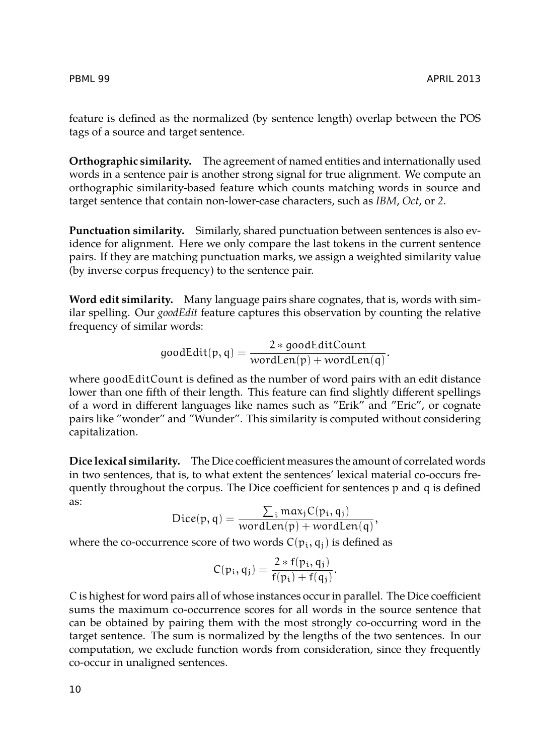feature is defined as the normalized (by sentence length) overlap between the POS tags of a source and target sentence.

**Orthographic similarity.** The agreement of named entities and internationally used words in a sentence pair is another strong signal for true alignment. We compute an orthographic similarity-based feature which counts matching words in source and target sentence that contain non-lower-case characters, such as *IBM*, *Oct*, or *2*.

**Punctuation similarity.** Similarly, shared punctuation between sentences is also evidence for alignment. Here we only compare the last tokens in the current sentence pairs. If they are matching punctuation marks, we assign a weighted similarity value (by inverse corpus frequency) to the sentence pair.

**Word edit similarity.** Many language pairs share cognates, that is, words with similar spelling. Our *goodEdit* feature captures this observation by counting the relative frequency of similar words:

$$\mathrm{goodEdit}(p, q) = \frac{2 * \mathrm{goodEditCount}}{\mathrm{wordLen}(p) + \mathrm{wordLen}(q)}.$$

where goodEditCount is defined as the number of word pairs with an edit distance lower than one fifth of their length. This feature can find slightly different spellings of a word in different languages like names such as "Erik" and "Eric", or cognate pairs like "wonder" and "Wunder". This similarity is computed without considering capitalization.

**Dice lexical similarity.** The Dice coefficient measures the amount of correlated words in two sentences, that is, to what extent the sentences' lexical material co-occurs frequently throughout the corpus. The Dice coefficient for sentences p and q is defined as:

$$\mathrm{Dice}(p, q) = \frac{\sum_i max_j C(p_i, q_j)}{\mathrm{wordLen}(p) + \mathrm{wordLen}(q)},$$

where the co-occurrence score of two words $C(p_i, q_j)$ is defined as

$$C(p_i, q_j) = \frac{2 * f(p_i, q_j)}{f(p_i) + f(q_j)}.$$

C is highest for word pairs all of whose instances occur in parallel. The Dice coefficient sums the maximum co-occurrence scores for all words in the source sentence that can be obtained by pairing them with the most strongly co-occurring word in the target sentence. The sum is normalized by the lengths of the two sentences. In our computation, we exclude function words from consideration, since they frequently co-occur in unaligned sentences.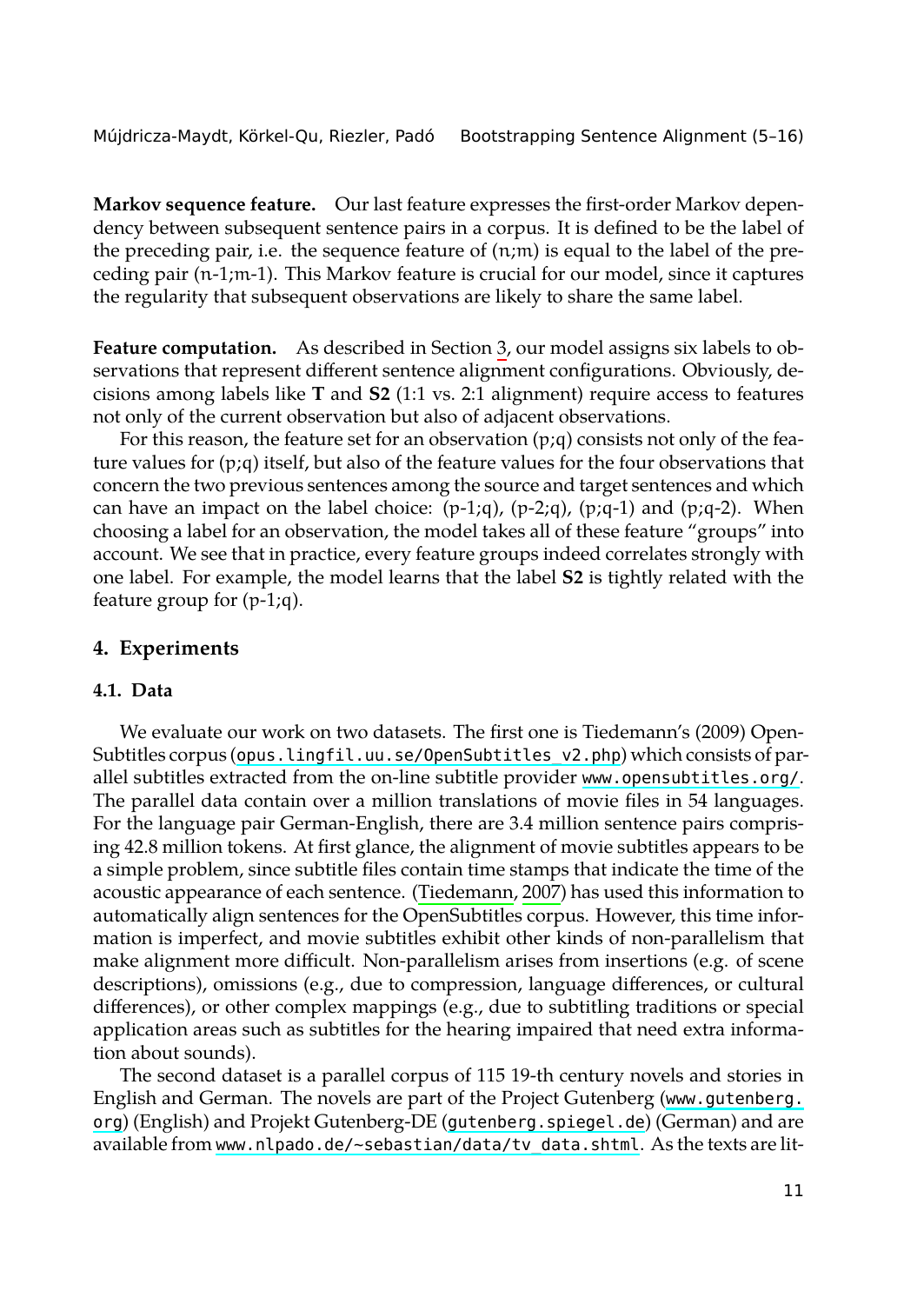**Markov sequence feature.** Our last feature expresses the first-order Markov dependency between subsequent sentence pairs in a corpus. It is defined to be the label of the preceding pair, i.e. the sequence feature of (n;m) is equal to the label of the preceding pair (n-1;m-1). This Markov feature is crucial for our model, since it captures the regularity that subsequent observations are likely to share the same label.

**Feature computation.** As described in Section 3, our model assigns six labels to observations that represent different sentence alignment configurations. Obviously, decisions among labels like **T** and **S2** (1:1 vs. 2:1 alignment) require access to features not only of the current observation but also of adjacent observations.

For this reason, the feature set for an observation (p;q) consists not only of the feature values for (p;q) itself, but also of the feature values for the four observations that concern the two previous sentences among the source and target sentences and which can have an impact on the label choice: (p-1;q), (p-2;q), (p;q-1) and (p;q-2). When choosing a label for an observation, the model takes all of these feature "groups" into account. We see that in practice, every feature groups indeed correlates strongly with one label. For example, the model learns that the label **S2** is tightly related with the feature group for (p-1;q).

## 4. Experiments

### 4.1. Data

We evaluate our work on two datasets. The first one is Tiedemann's (2009) OpenSubtitles corpus (opus.lingfil.uu.se/OpenSubtitles_v2.php) which consists of parallel subtitles extracted from the on-line subtitle provider www.opensubtitles.org/. The parallel data contain over a million translations of movie files in 54 languages. For the language pair German-English, there are 3.4 million sentence pairs comprising 42.8 million tokens. At first glance, the alignment of movie subtitles appears to be a simple problem, since subtitle files contain time stamps that indicate the time of the acoustic appearance of each sentence. (Tiedemann, 2007) has used this information to automatically align sentences for the OpenSubtitles corpus. However, this time information is imperfect, and movie subtitles exhibit other kinds of non-parallelism that make alignment more difficult. Non-parallelism arises from insertions (e.g. of scene descriptions), omissions (e.g., due to compression, language differences, or cultural differences), or other complex mappings (e.g., due to subtitling traditions or special application areas such as subtitles for the hearing impaired that need extra information about sounds).

The second dataset is a parallel corpus of 115 19-th century novels and stories in English and German. The novels are part of the Project Gutenberg (www.gutenberg.org) (English) and Projekt Gutenberg-DE (gutenberg.spiegel.de) (German) and are available from www.nlpado.de/~sebastian/data/tv_data.shtml. As the texts are lit-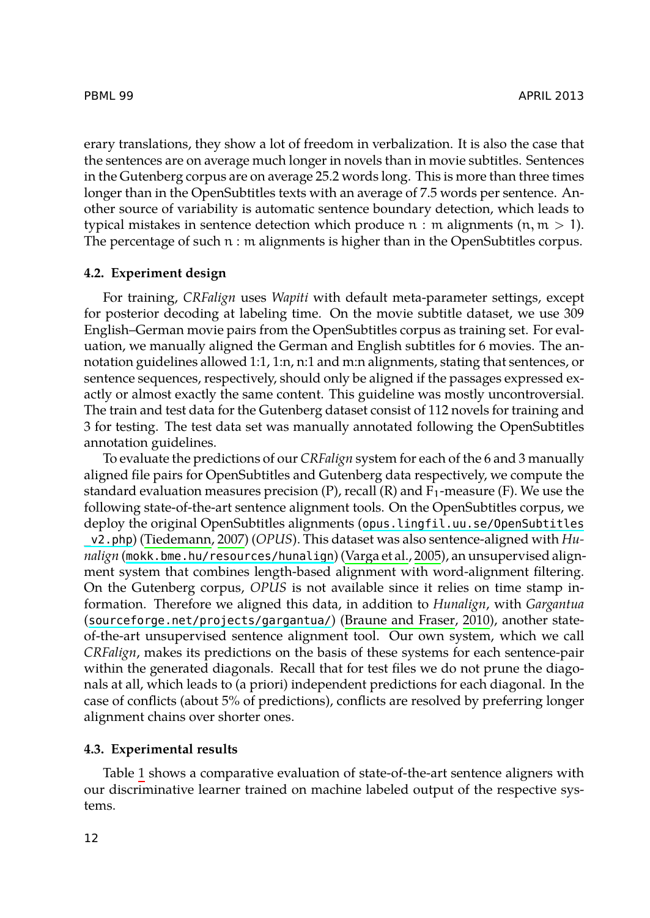erary translations, they show a lot of freedom in verbalization. It is also the case that the sentences are on average much longer in novels than in movie subtitles. Sentences in the Gutenberg corpus are on average 25.2 words long. This is more than three times longer than in the OpenSubtitles texts with an average of 7.5 words per sentence. Another source of variability is automatic sentence boundary detection, which leads to typical mistakes in sentence detection which produce $n : m$ alignments ($n, m > 1$). The percentage of such $n : m$ alignments is higher than in the OpenSubtitles corpus.

### 4.2. Experiment design

For training, *CRFalign* uses *Wapiti* with default meta-parameter settings, except for posterior decoding at labeling time. On the movie subtitle dataset, we use 309 English–German movie pairs from the OpenSubtitles corpus as training set. For evaluation, we manually aligned the German and English subtitles for 6 movies. The annotation guidelines allowed 1:1, 1:n, n:1 and m:n alignments, stating that sentences, or sentence sequences, respectively, should only be aligned if the passages expressed exactly or almost exactly the same content. This guideline was mostly uncontroversial. The train and test data for the Gutenberg dataset consist of 112 novels for training and 3 for testing. The test data set was manually annotated following the OpenSubtitles annotation guidelines.

To evaluate the predictions of our *CRFalign* system for each of the 6 and 3 manually aligned file pairs for OpenSubtitles and Gutenberg data respectively, we compute the standard evaluation measures precision (P), recall (R) and $F_1$-measure (F). We use the following state-of-the-art sentence alignment tools. On the OpenSubtitles corpus, we deploy the original OpenSubtitles alignments (opus.lingfil.uu.se/OpenSubtitles_v2.php) (Tiedemann, 2007) (*OPUS*). This dataset was also sentence-aligned with *Hunalign* (mokk.bme.hu/resources/hunalign) (Varga et al., 2005), an unsupervised alignment system that combines length-based alignment with word-alignment filtering. On the Gutenberg corpus, *OPUS* is not available since it relies on time stamp information. Therefore we aligned this data, in addition to *Hunalign*, with *Gargantua* (sourceforge.net/projects/gargantua/) (Braune and Fraser, 2010), another state-of-the-art unsupervised sentence alignment tool. Our own system, which we call *CRFalign*, makes its predictions on the basis of these systems for each sentence-pair within the generated diagonals. Recall that for test files we do not prune the diagonals at all, which leads to (a priori) independent predictions for each diagonal. In the case of conflicts (about 5% of predictions), conflicts are resolved by preferring longer alignment chains over shorter ones.

### 4.3. Experimental results

Table 1 shows a comparative evaluation of state-of-the-art sentence aligners with our discriminative learner trained on machine labeled output of the respective systems.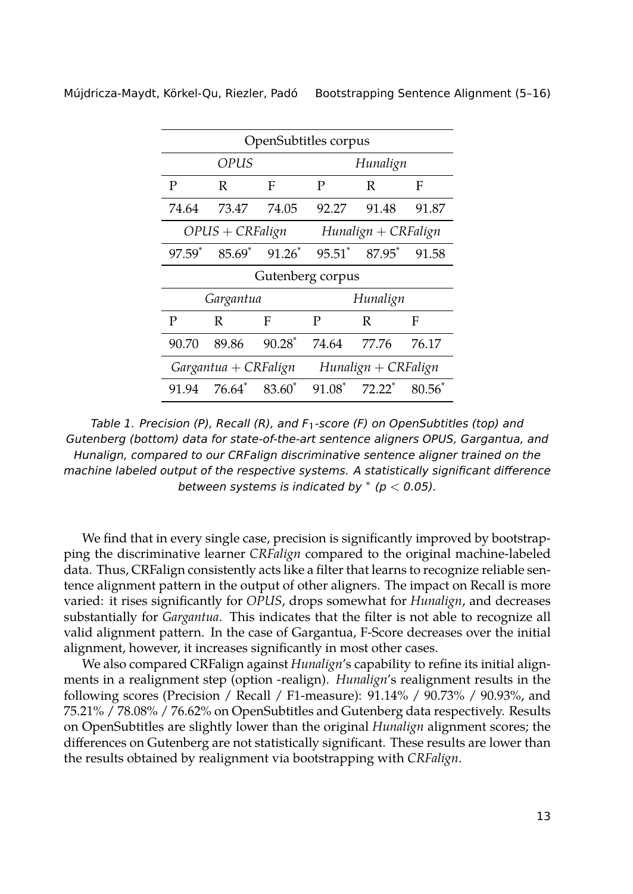| OpenSubtitles corpus | | | | | |
|---|---|---|---|---|---|
| *OPUS* | | | *Hunalign* | | |
| P | R | F | P | R | F |
| 74.64 | 73.47 | 74.05 | 92.27 | 91.48 | 91.87 |
| *OPUS + CRFalign* | | | *Hunalign + CRFalign* | | |
| 97.59* | 85.69* | 91.26* | 95.51* | 87.95* | 91.58 |
| **Gutenberg corpus** | | | | | |
| *Gargantua* | | | *Hunalign* | | |
| P | R | F | P | R | F |
| 90.70 | 89.86 | 90.28* | 74.64 | 77.76 | 76.17 |
| *Gargantua + CRFalign* | | | *Hunalign + CRFalign* | | |
| 91.94 | 76.64* | 83.60* | 91.08* | 72.22* | 80.56* |

*Table 1. Precision (P), Recall (R), and $F_1$-score (F) on OpenSubtitles (top) and Gutenberg (bottom) data for state-of-the-art sentence aligners OPUS, Gargantua, and Hunalign, compared to our CRFalign discriminative sentence aligner trained on the machine labeled output of the respective systems. A statistically significant difference between systems is indicated by * ($p < 0.05$).*

We find that in every single case, precision is significantly improved by bootstrapping the discriminative learner *CRFalign* compared to the original machine-labeled data. Thus, CRFalign consistently acts like a filter that learns to recognize reliable sentence alignment pattern in the output of other aligners. The impact on Recall is more varied: it rises significantly for *OPUS*, drops somewhat for *Hunalign*, and decreases substantially for *Gargantua*. This indicates that the filter is not able to recognize all valid alignment pattern. In the case of Gargantua, F-Score decreases over the initial alignment, however, it increases significantly in most other cases.

We also compared CRFalign against *Hunalign*'s capability to refine its initial alignments in a realignment step (option -realign). *Hunalign*'s realignment results in the following scores (Precision / Recall / F1-measure): 91.14% / 90.73% / 90.93%, and 75.21% / 78.08% / 76.62% on OpenSubtitles and Gutenberg data respectively. Results on OpenSubtitles are slightly lower than the original *Hunalign* alignment scores; the differences on Gutenberg are not statistically significant. These results are lower than the results obtained by realignment via bootstrapping with *CRFalign*.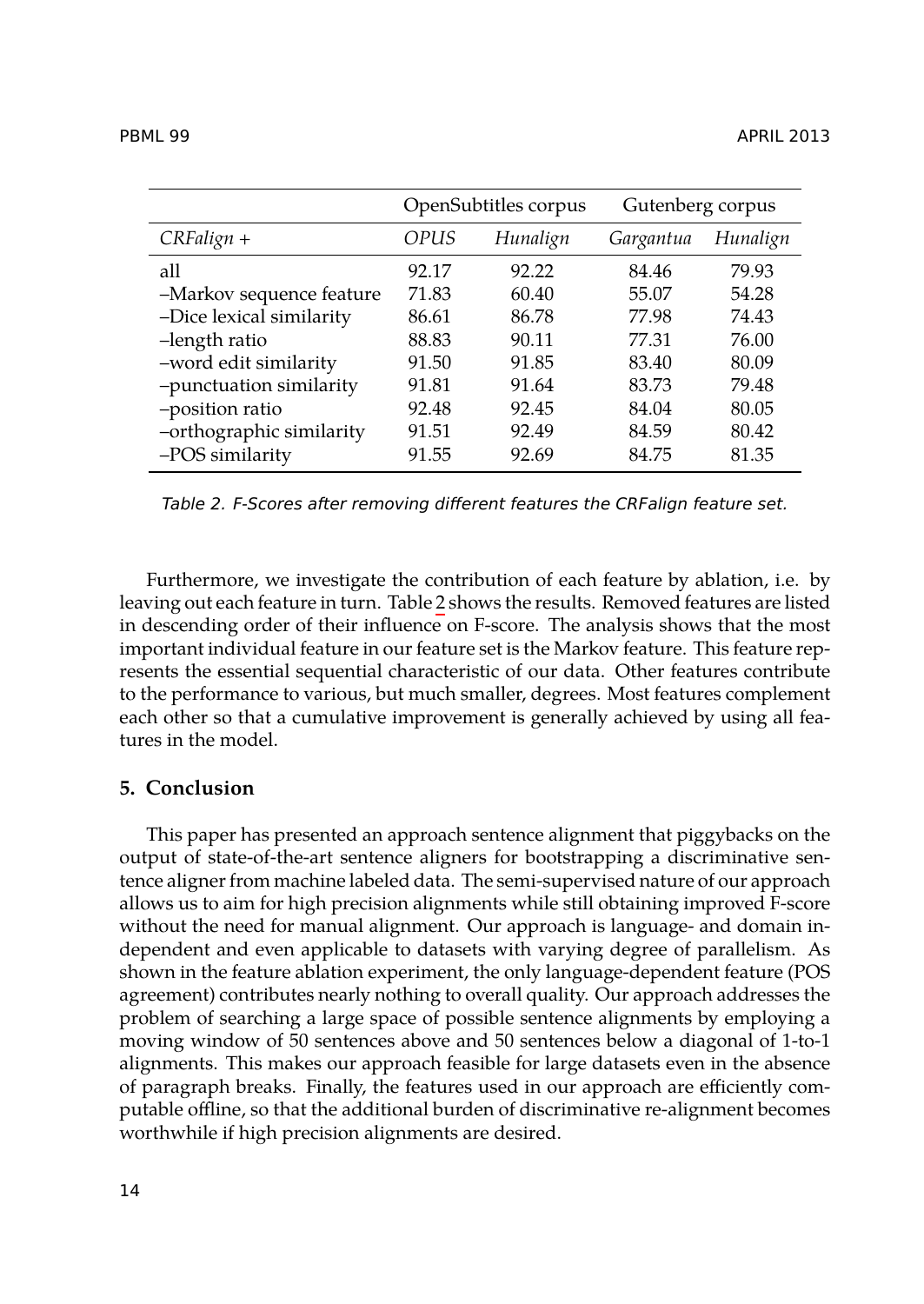| | OpenSubtitles corpus | | Gutenberg corpus | |
|---|---|---|---|---|
| *CRFalign +* | *OPUS* | *Hunalign* | *Gargantua* | *Hunalign* |
| all | 92.17 | 92.22 | 84.46 | 79.93 |
| –Markov sequence feature | 71.83 | 60.40 | 55.07 | 54.28 |
| –Dice lexical similarity | 86.61 | 86.78 | 77.98 | 74.43 |
| –length ratio | 88.83 | 90.11 | 77.31 | 76.00 |
| –word edit similarity | 91.50 | 91.85 | 83.40 | 80.09 |
| –punctuation similarity | 91.81 | 91.64 | 83.73 | 79.48 |
| –position ratio | 92.48 | 92.45 | 84.04 | 80.05 |
| –orthographic similarity | 91.51 | 92.49 | 84.59 | 80.42 |
| –POS similarity | 91.55 | 92.69 | 84.75 | 81.35 |

*Table 2. F-Scores after removing different features the CRFalign feature set.*

Furthermore, we investigate the contribution of each feature by ablation, i.e. by leaving out each feature in turn. Table 2 shows the results. Removed features are listed in descending order of their influence on F-score. The analysis shows that the most important individual feature in our feature set is the Markov feature. This feature represents the essential sequential characteristic of our data. Other features contribute to the performance to various, but much smaller, degrees. Most features complement each other so that a cumulative improvement is generally achieved by using all features in the model.

## 5. Conclusion

This paper has presented an approach sentence alignment that piggybacks on the output of state-of-the-art sentence aligners for bootstrapping a discriminative sentence aligner from machine labeled data. The semi-supervised nature of our approach allows us to aim for high precision alignments while still obtaining improved F-score without the need for manual alignment. Our approach is language- and domain independent and even applicable to datasets with varying degree of parallelism. As shown in the feature ablation experiment, the only language-dependent feature (POS agreement) contributes nearly nothing to overall quality. Our approach addresses the problem of searching a large space of possible sentence alignments by employing a moving window of 50 sentences above and 50 sentences below a diagonal of 1-to-1 alignments. This makes our approach feasible for large datasets even in the absence of paragraph breaks. Finally, the features used in our approach are efficiently computable offline, so that the additional burden of discriminative re-alignment becomes worthwhile if high precision alignments are desired.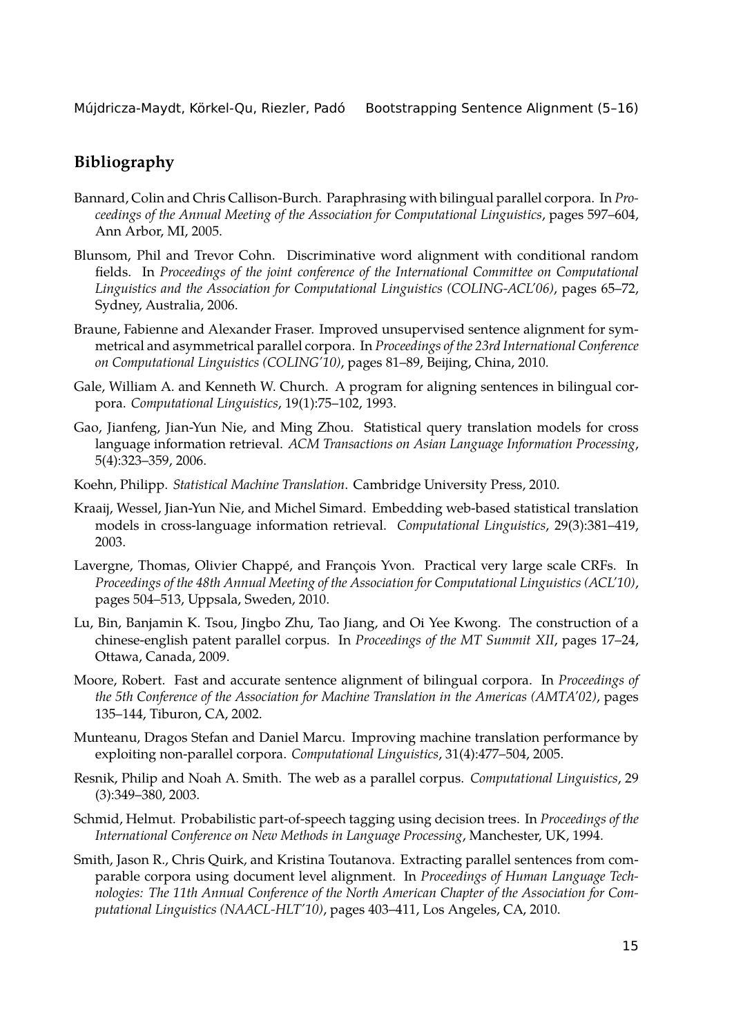## Bibliography

Bannard, Colin and Chris Callison-Burch. Paraphrasing with bilingual parallel corpora. In *Proceedings of the Annual Meeting of the Association for Computational Linguistics*, pages 597–604, Ann Arbor, MI, 2005.

Blunsom, Phil and Trevor Cohn. Discriminative word alignment with conditional random fields. In *Proceedings of the joint conference of the International Committee on Computational Linguistics and the Association for Computational Linguistics (COLING-ACL'06)*, pages 65–72, Sydney, Australia, 2006.

Braune, Fabienne and Alexander Fraser. Improved unsupervised sentence alignment for symmetrical and asymmetrical parallel corpora. In *Proceedings of the 23rd International Conference on Computational Linguistics (COLING'10)*, pages 81–89, Beijing, China, 2010.

Gale, William A. and Kenneth W. Church. A program for aligning sentences in bilingual corpora. *Computational Linguistics*, 19(1):75–102, 1993.

Gao, Jianfeng, Jian-Yun Nie, and Ming Zhou. Statistical query translation models for cross language information retrieval. *ACM Transactions on Asian Language Information Processing*, 5(4):323–359, 2006.

Koehn, Philipp. *Statistical Machine Translation*. Cambridge University Press, 2010.

Kraaij, Wessel, Jian-Yun Nie, and Michel Simard. Embedding web-based statistical translation models in cross-language information retrieval. *Computational Linguistics*, 29(3):381–419, 2003.

Lavergne, Thomas, Olivier Chappé, and François Yvon. Practical very large scale CRFs. In *Proceedings of the 48th Annual Meeting of the Association for Computational Linguistics (ACL'10)*, pages 504–513, Uppsala, Sweden, 2010.

Lu, Bin, Banjamin K. Tsou, Jingbo Zhu, Tao Jiang, and Oi Yee Kwong. The construction of a chinese-english patent parallel corpus. In *Proceedings of the MT Summit XII*, pages 17–24, Ottawa, Canada, 2009.

Moore, Robert. Fast and accurate sentence alignment of bilingual corpora. In *Proceedings of the 5th Conference of the Association for Machine Translation in the Americas (AMTA'02)*, pages 135–144, Tiburon, CA, 2002.

Munteanu, Dragos Stefan and Daniel Marcu. Improving machine translation performance by exploiting non-parallel corpora. *Computational Linguistics*, 31(4):477–504, 2005.

Resnik, Philip and Noah A. Smith. The web as a parallel corpus. *Computational Linguistics*, 29 (3):349–380, 2003.

Schmid, Helmut. Probabilistic part-of-speech tagging using decision trees. In *Proceedings of the International Conference on New Methods in Language Processing*, Manchester, UK, 1994.

Smith, Jason R., Chris Quirk, and Kristina Toutanova. Extracting parallel sentences from comparable corpora using document level alignment. In *Proceedings of Human Language Technologies: The 11th Annual Conference of the North American Chapter of the Association for Computational Linguistics (NAACL-HLT'10)*, pages 403–411, Los Angeles, CA, 2010.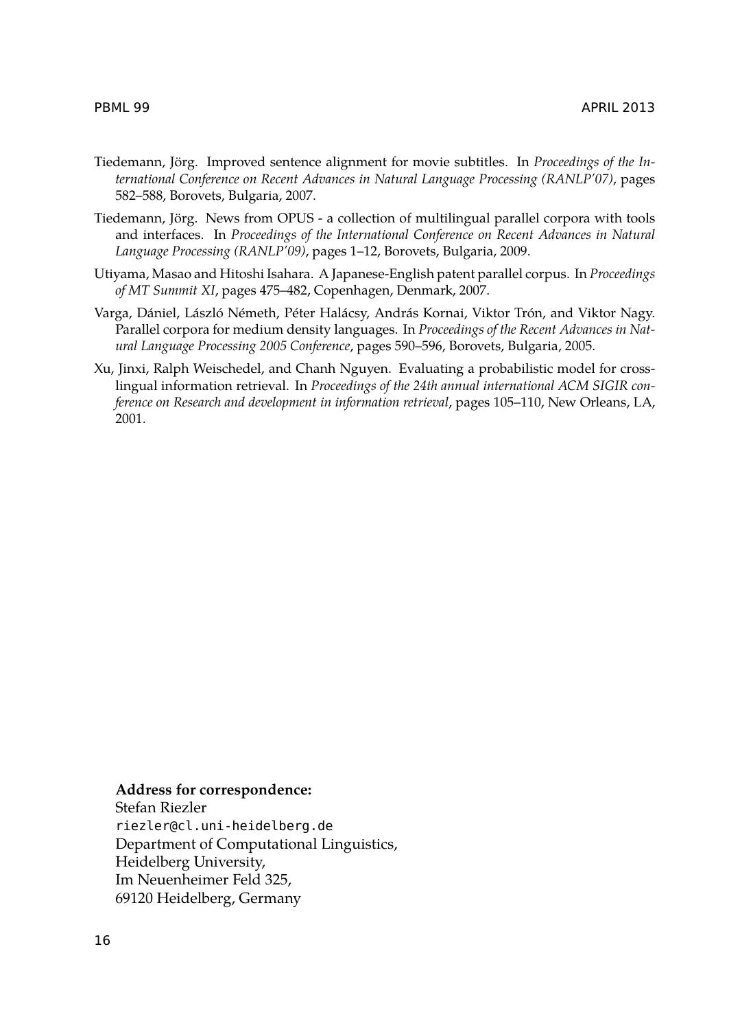Tiedemann, Jörg. Improved sentence alignment for movie subtitles. In *Proceedings of the International Conference on Recent Advances in Natural Language Processing (RANLP'07)*, pages 582–588, Borovets, Bulgaria, 2007.

Tiedemann, Jörg. News from OPUS - a collection of multilingual parallel corpora with tools and interfaces. In *Proceedings of the International Conference on Recent Advances in Natural Language Processing (RANLP'09)*, pages 1–12, Borovets, Bulgaria, 2009.

Utiyama, Masao and Hitoshi Isahara. A Japanese-English patent parallel corpus. In *Proceedings of MT Summit XI*, pages 475–482, Copenhagen, Denmark, 2007.

Varga, Dániel, László Németh, Péter Halácsy, András Kornai, Viktor Trón, and Viktor Nagy. Parallel corpora for medium density languages. In *Proceedings of the Recent Advances in Natural Language Processing 2005 Conference*, pages 590–596, Borovets, Bulgaria, 2005.

Xu, Jinxi, Ralph Weischedel, and Chanh Nguyen. Evaluating a probabilistic model for cross-lingual information retrieval. In *Proceedings of the 24th annual international ACM SIGIR conference on Research and development in information retrieval*, pages 105–110, New Orleans, LA, 2001.

**Address for correspondence:**
Stefan Riezler
riezler@cl.uni-heidelberg.de
Department of Computational Linguistics,
Heidelberg University,
Im Neuenheimer Feld 325,
69120 Heidelberg, Germany